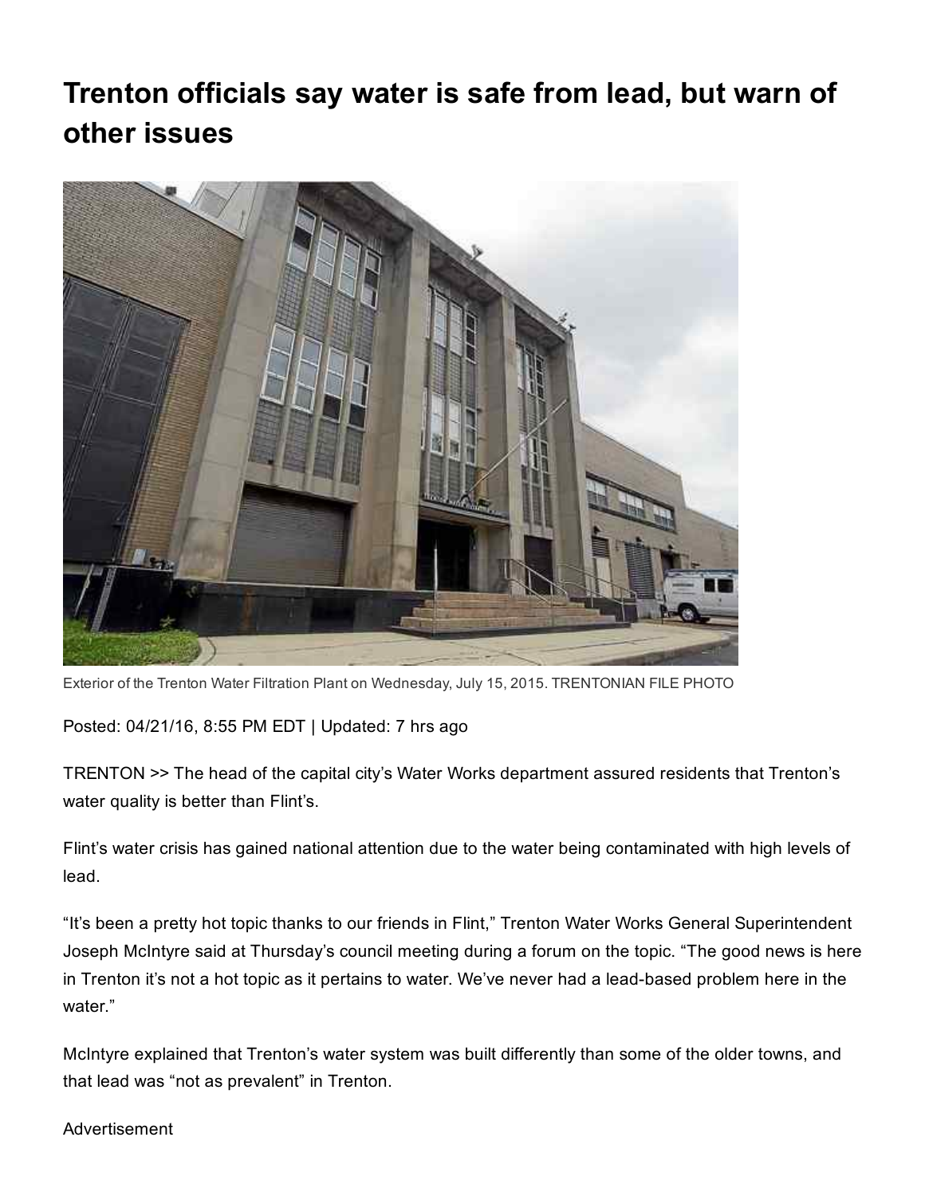# Trenton officials say water is safe from lead, but warn of other issues

Exterior of the Trenton Water Filtration Plant on Wednesday, July 15, 2015. TRENTONIAN FILE PHOTO

Posted: 04/21/16, 8:55 PM EDT | Updated: 7 hrs ago

TRENTON >> The head of the capital city's Water Works department assured residents that Trenton's water quality is better than Flint's.

Flint's water crisis has gained national attention due to the water being contaminated with high levels of lead.

"It's been a pretty hot topic thanks to our friends in Flint," Trenton Water Works General Superintendent Joseph McIntyre said at Thursday's council meeting during a forum on the topic. "The good news is here in Trenton it's not a hot topic as it pertains to water. We've never had a lead-based problem here in the water."

McIntyre explained that Trenton's water system was built differently than some of the older towns, and that lead was "not as prevalent" in Trenton.

Advertisement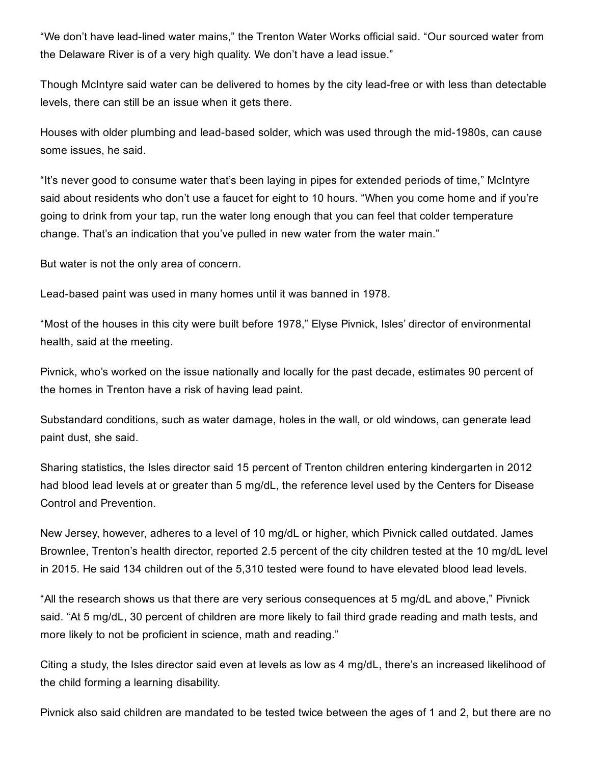“We don’t have lead-lined water mains,” the Trenton Water Works official said. “Our sourced water from the Delaware River is of a very high quality. We don’t have a lead issue.”

Though McIntyre said water can be delivered to homes by the city lead-free or with less than detectable levels, there can still be an issue when it gets there.

Houses with older plumbing and lead-based solder, which was used through the mid-1980s, can cause some issues, he said.

“It’s never good to consume water that’s been laying in pipes for extended periods of time,” McIntyre said about residents who don’t use a faucet for eight to 10 hours. “When you come home and if you’re going to drink from your tap, run the water long enough that you can feel that colder temperature change. That’s an indication that you’ve pulled in new water from the water main.”

But water is not the only area of concern.

Lead-based paint was used in many homes until it was banned in 1978.

“Most of the houses in this city were built before 1978,” Elyse Pivnick, Isles’ director of environmental health, said at the meeting.

Pivnick, who’s worked on the issue nationally and locally for the past decade, estimates 90 percent of the homes in Trenton have a risk of having lead paint.

Substandard conditions, such as water damage, holes in the wall, or old windows, can generate lead paint dust, she said.

Sharing statistics, the Isles director said 15 percent of Trenton children entering kindergarten in 2012 had blood lead levels at or greater than 5 mg/dL, the reference level used by the Centers for Disease Control and Prevention.

New Jersey, however, adheres to a level of 10 mg/dL or higher, which Pivnick called outdated. James Brownlee, Trenton’s health director, reported 2.5 percent of the city children tested at the 10 mg/dL level in 2015. He said 134 children out of the 5,310 tested were found to have elevated blood lead levels.

“All the research shows us that there are very serious consequences at 5 mg/dL and above,” Pivnick said. “At 5 mg/dL, 30 percent of children are more likely to fail third grade reading and math tests, and more likely to not be proficient in science, math and reading.”

Citing a study, the Isles director said even at levels as low as 4 mg/dL, there’s an increased likelihood of the child forming a learning disability.

Pivnick also said children are mandated to be tested twice between the ages of 1 and 2, but there are no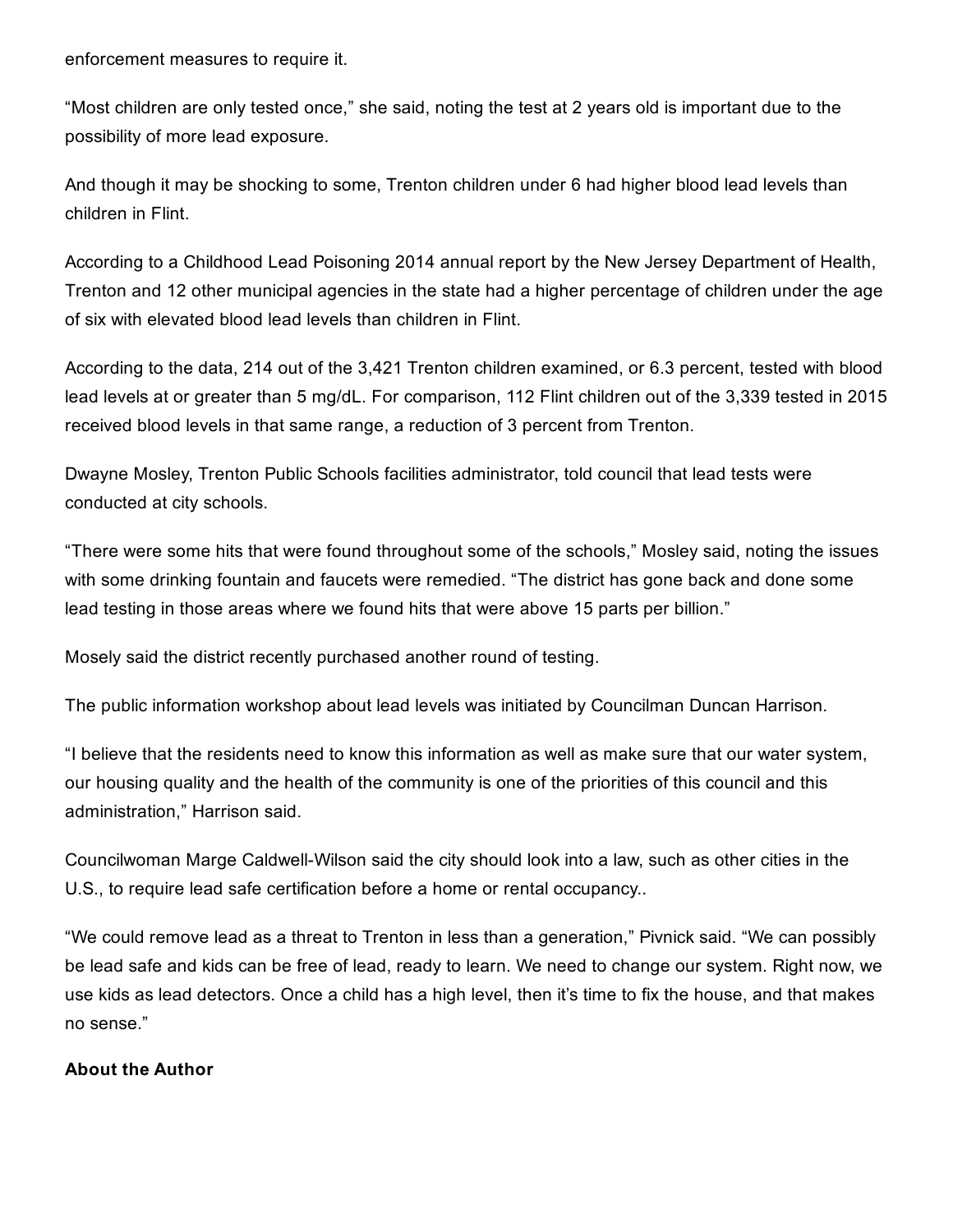enforcement measures to require it.

“Most children are only tested once,” she said, noting the test at 2 years old is important due to the possibility of more lead exposure.

And though it may be shocking to some, Trenton children under 6 had higher blood lead levels than children in Flint.

According to a Childhood Lead Poisoning 2014 annual report by the New Jersey Department of Health, Trenton and 12 other municipal agencies in the state had a higher percentage of children under the age of six with elevated blood lead levels than children in Flint.

According to the data, 214 out of the 3,421 Trenton children examined, or 6.3 percent, tested with blood lead levels at or greater than 5 mg/dL. For comparison, 112 Flint children out of the 3,339 tested in 2015 received blood levels in that same range, a reduction of 3 percent from Trenton.

Dwayne Mosley, Trenton Public Schools facilities administrator, told council that lead tests were conducted at city schools.

“There were some hits that were found throughout some of the schools,” Mosley said, noting the issues with some drinking fountain and faucets were remedied. “The district has gone back and done some lead testing in those areas where we found hits that were above 15 parts per billion.”

Mosely said the district recently purchased another round of testing.

The public information workshop about lead levels was initiated by Councilman Duncan Harrison.

“I believe that the residents need to know this information as well as make sure that our water system, our housing quality and the health of the community is one of the priorities of this council and this administration,” Harrison said.

Councilwoman Marge Caldwell-Wilson said the city should look into a law, such as other cities in the U.S., to require lead safe certification before a home or rental occupancy..

“We could remove lead as a threat to Trenton in less than a generation,” Pivnick said. “We can possibly be lead safe and kids can be free of lead, ready to learn. We need to change our system. Right now, we use kids as lead detectors. Once a child has a high level, then it’s time to fix the house, and that makes no sense.”

**About the Author**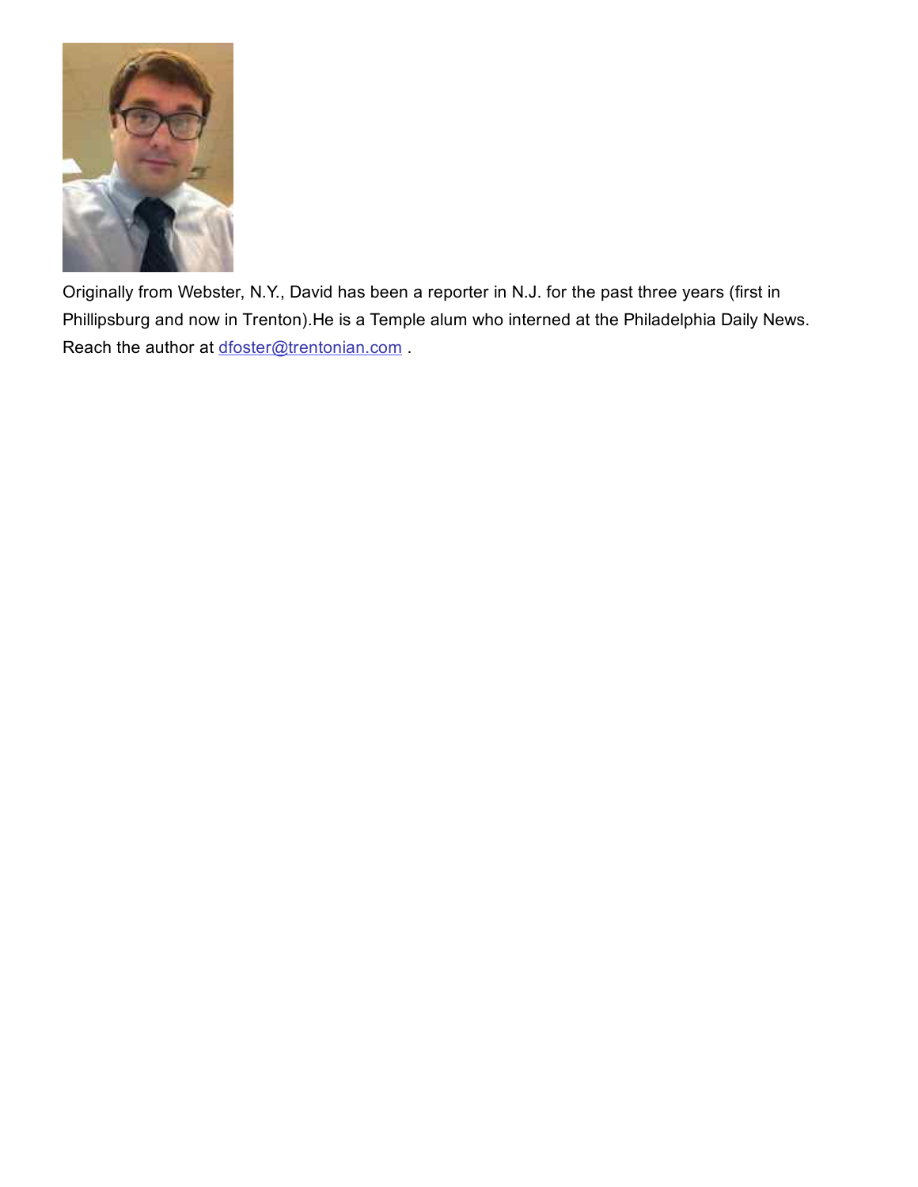Originally from Webster, N.Y., David has been a reporter in N.J. for the past three years (first in Phillipsburg and now in Trenton).He is a Temple alum who interned at the Philadelphia Daily News. Reach the author at dfoster@trentonian.com .